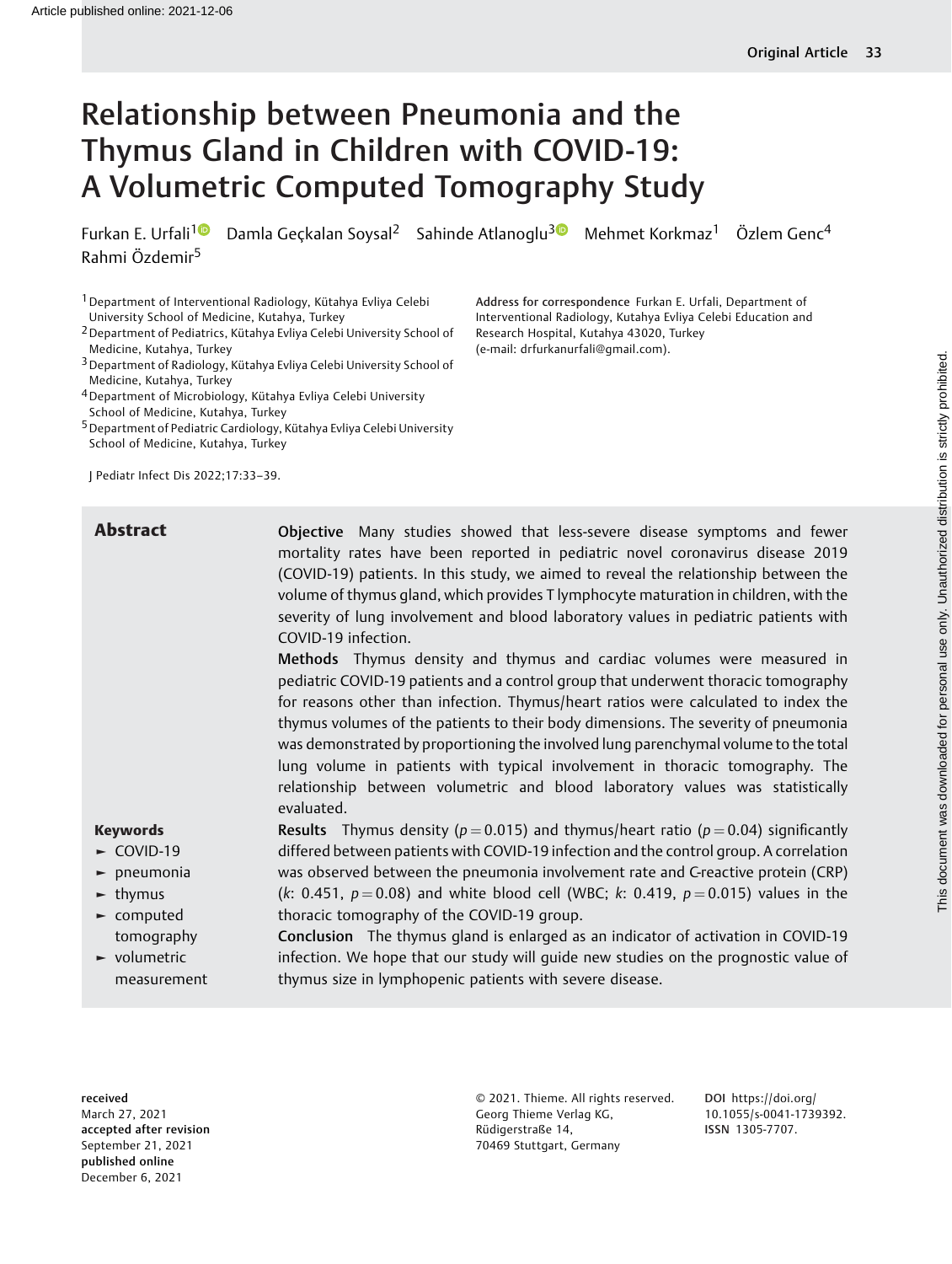Article published online: 2021-12-06

# Relationship between Pneumonia and the Thymus Gland in Children with COVID-19: A Volumetric Computed Tomography Study

Furkan E. Urfali[1] Damla Geçkalan Soysal[2] Sahinde Atlanoglu[3] Mehmet Korkmaz[1] Özlem Genc[4] Rahmi Özdemir[5]

[1] Department of Interventional Radiology, Kütahya Evliya Celebi University School of Medicine, Kutahya, Turkey
[2] Department of Pediatrics, Kütahya Evliya Celebi University School of Medicine, Kutahya, Turkey
[3] Department of Radiology, Kütahya Evliya Celebi University School of Medicine, Kutahya, Turkey
[4] Department of Microbiology, Kütahya Evliya Celebi University School of Medicine, Kutahya, Turkey
[5] Department of Pediatric Cardiology, Kütahya Evliya Celebi University School of Medicine, Kutahya, Turkey

**Address for correspondence** Furkan E. Urfali, Department of Interventional Radiology, Kutahya Evliya Celebi Education and Research Hospital, Kutahya 43020, Turkey (e-mail: drfurkanurfali@gmail.com).

J Pediatr Infect Dis 2022;17:33–39.

## Abstract

**Objective** Many studies showed that less-severe disease symptoms and fewer mortality rates have been reported in pediatric novel coronavirus disease 2019 (COVID-19) patients. In this study, we aimed to reveal the relationship between the volume of thymus gland, which provides T lymphocyte maturation in children, with the severity of lung involvement and blood laboratory values in pediatric patients with COVID-19 infection.

**Methods** Thymus density and thymus and cardiac volumes were measured in pediatric COVID-19 patients and a control group that underwent thoracic tomography for reasons other than infection. Thymus/heart ratios were calculated to index the thymus volumes of the patients to their body dimensions. The severity of pneumonia was demonstrated by proportioning the involved lung parenchymal volume to the total lung volume in patients with typical involvement in thoracic tomography. The relationship between volumetric and blood laboratory values was statistically evaluated.

**Results** Thymus density ($p = 0.015$) and thymus/heart ratio ($p = 0.04$) significantly differed between patients with COVID-19 infection and the control group. A correlation was observed between the pneumonia involvement rate and C-reactive protein (CRP) ($k$: 0.451, $p = 0.08$) and white blood cell (WBC; $k$: 0.419, $p = 0.015$) values in the thoracic tomography of the COVID-19 group.

**Conclusion** The thymus gland is enlarged as an indicator of activation in COVID-19 infection. We hope that our study will guide new studies on the prognostic value of thymus size in lymphopenic patients with severe disease.

**Keywords**
- COVID-19
- pneumonia
- thymus
- computed tomography
- volumetric measurement

**received** March 27, 2021
**accepted after revision** September 21, 2021
**published online** December 6, 2021

© 2021. Thieme. All rights reserved.
Georg Thieme Verlag KG, Rüdigerstraße 14, 70469 Stuttgart, Germany

**DOI** https://doi.org/10.1055/s-0041-1739392.
**ISSN** 1305-7707.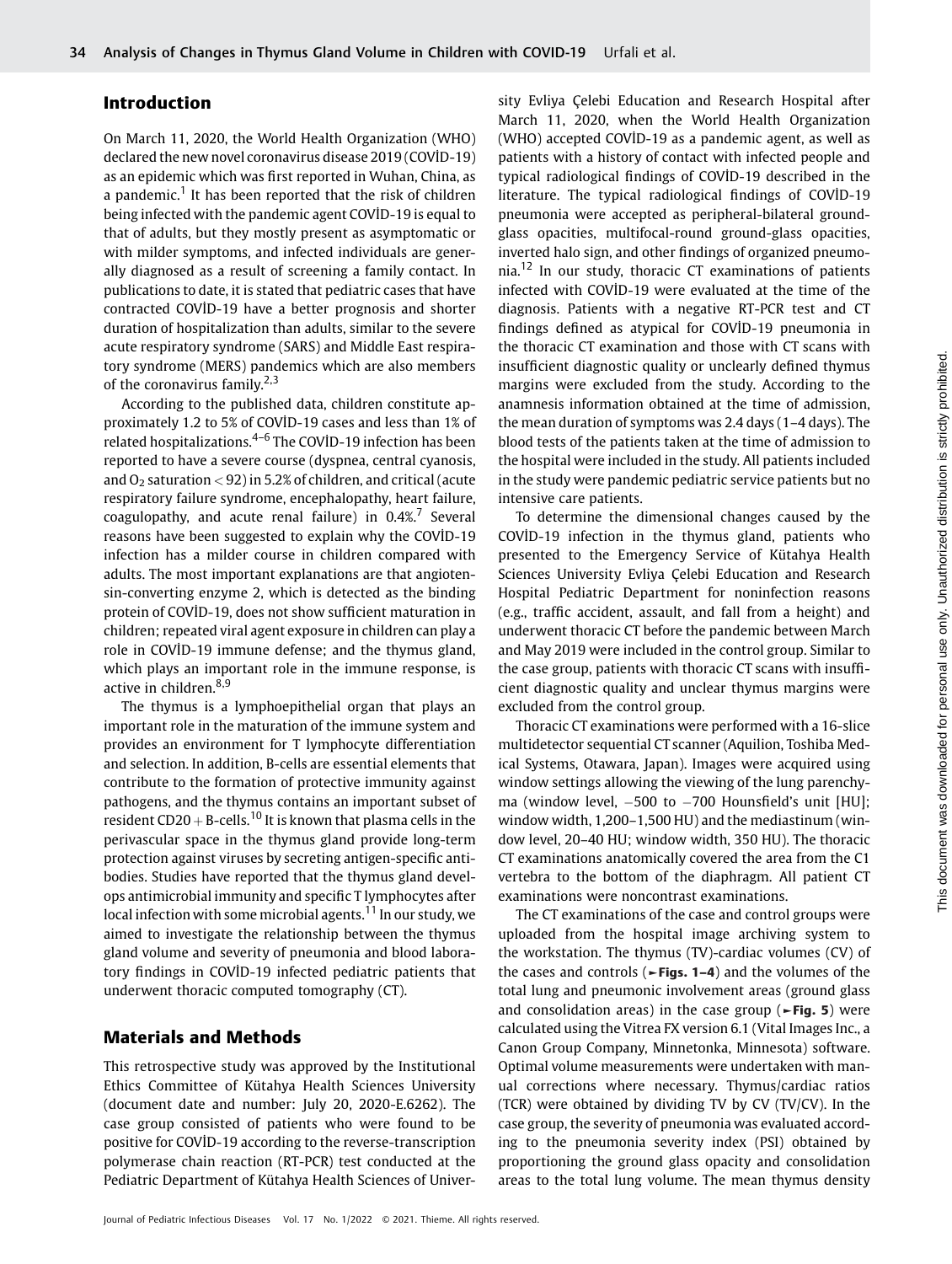## Introduction

On March 11, 2020, the World Health Organization (WHO) declared the new novel coronavirus disease 2019 (COVİD-19) as an epidemic which was first reported in Wuhan, China, as a pandemic.[1] It has been reported that the risk of children being infected with the pandemic agent COVİD-19 is equal to that of adults, but they mostly present as asymptomatic or with milder symptoms, and infected individuals are generally diagnosed as a result of screening a family contact. In publications to date, it is stated that pediatric cases that have contracted COVİD-19 have a better prognosis and shorter duration of hospitalization than adults, similar to the severe acute respiratory syndrome (SARS) and Middle East respiratory syndrome (MERS) pandemics which are also members of the coronavirus family.[2,3]

According to the published data, children constitute approximately 1.2 to 5% of COVİD-19 cases and less than 1% of related hospitalizations.[4–6] The COVİD-19 infection has been reported to have a severe course (dyspnea, central cyanosis, and $O_2$ saturation < 92) in 5.2% of children, and critical (acute respiratory failure syndrome, encephalopathy, heart failure, coagulopathy, and acute renal failure) in 0.4%.[7] Several reasons have been suggested to explain why the COVİD-19 infection has a milder course in children compared with adults. The most important explanations are that angiotensin-converting enzyme 2, which is detected as the binding protein of COVİD-19, does not show sufficient maturation in children; repeated viral agent exposure in children can play a role in COVİD-19 immune defense; and the thymus gland, which plays an important role in the immune response, is active in children.[8,9]

The thymus is a lymphoepithelial organ that plays an important role in the maturation of the immune system and provides an environment for T lymphocyte differentiation and selection. In addition, B-cells are essential elements that contribute to the formation of protective immunity against pathogens, and the thymus contains an important subset of resident CD20 + B-cells.[10] It is known that plasma cells in the perivascular space in the thymus gland provide long-term protection against viruses by secreting antigen-specific antibodies. Studies have reported that the thymus gland develops antimicrobial immunity and specific T lymphocytes after local infection with some microbial agents.[11] In our study, we aimed to investigate the relationship between the thymus gland volume and severity of pneumonia and blood laboratory findings in COVİD-19 infected pediatric patients that underwent thoracic computed tomography (CT).

## Materials and Methods

This retrospective study was approved by the Institutional Ethics Committee of Kütahya Health Sciences University (document date and number: July 20, 2020-E.6262). The case group consisted of patients who were found to be positive for COVİD-19 according to the reverse-transcription polymerase chain reaction (RT-PCR) test conducted at the Pediatric Department of Kütahya Health Sciences of University Evliya Çelebi Education and Research Hospital after March 11, 2020, when the World Health Organization (WHO) accepted COVİD-19 as a pandemic agent, as well as patients with a history of contact with infected people and typical radiological findings of COVİD-19 described in the literature. The typical radiological findings of COVİD-19 pneumonia were accepted as peripheral-bilateral ground-glass opacities, multifocal-round ground-glass opacities, inverted halo sign, and other findings of organized pneumonia.[12] In our study, thoracic CT examinations of patients infected with COVİD-19 were evaluated at the time of the diagnosis. Patients with a negative RT-PCR test and CT findings defined as atypical for COVİD-19 pneumonia in the thoracic CT examination and those with CT scans with insufficient diagnostic quality or unclearly defined thymus margins were excluded from the study. According to the anamnesis information obtained at the time of admission, the mean duration of symptoms was 2.4 days (1–4 days). The blood tests of the patients taken at the time of admission to the hospital were included in the study. All patients included in the study were pandemic pediatric service patients but no intensive care patients.

To determine the dimensional changes caused by the COVİD-19 infection in the thymus gland, patients who presented to the Emergency Service of Kütahya Health Sciences University Evliya Çelebi Education and Research Hospital Pediatric Department for noninfection reasons (e.g., traffic accident, assault, and fall from a height) and underwent thoracic CT before the pandemic between March and May 2019 were included in the control group. Similar to the case group, patients with thoracic CT scans with insufficient diagnostic quality and unclear thymus margins were excluded from the control group.

Thoracic CT examinations were performed with a 16-slice multidetector sequential CT scanner (Aquilion, Toshiba Medical Systems, Otawara, Japan). Images were acquired using window settings allowing the viewing of the lung parenchyma (window level, −500 to −700 Hounsfield's unit [HU]; window width, 1,200–1,500 HU) and the mediastinum (window level, 20–40 HU; window width, 350 HU). The thoracic CT examinations anatomically covered the area from the C1 vertebra to the bottom of the diaphragm. All patient CT examinations were noncontrast examinations.

The CT examinations of the case and control groups were uploaded from the hospital image archiving system to the workstation. The thymus (TV)-cardiac volumes (CV) of the cases and controls (►**Figs. 1–4**) and the volumes of the total lung and pneumonic involvement areas (ground glass and consolidation areas) in the case group (►**Fig. 5**) were calculated using the Vitrea FX version 6.1 (Vital Images Inc., a Canon Group Company, Minnetonka, Minnesota) software. Optimal volume measurements were undertaken with manual corrections where necessary. Thymus/cardiac ratios (TCR) were obtained by dividing TV by CV (TV/CV). In the case group, the severity of pneumonia was evaluated according to the pneumonia severity index (PSI) obtained by proportioning the ground glass opacity and consolidation areas to the total lung volume. The mean thymus density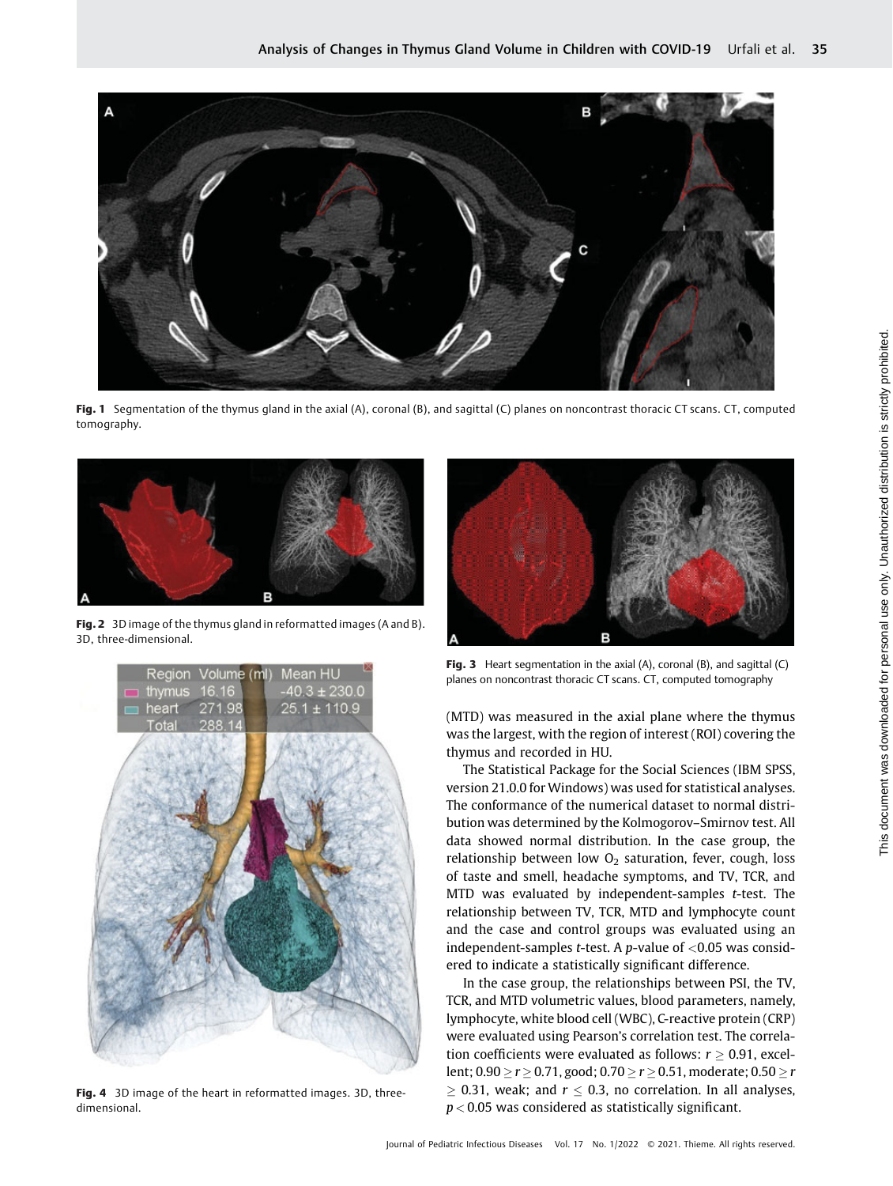Fig. 1 Segmentation of the thymus gland in the axial (A), coronal (B), and sagittal (C) planes on noncontrast thoracic CT scans. CT, computed tomography.

Fig. 2 3D image of the thymus gland in reformatted images (A and B). 3D, three-dimensional.

Fig. 3 Heart segmentation in the axial (A), coronal (B), and sagittal (C) planes on noncontrast thoracic CT scans. CT, computed tomography

Fig. 4 3D image of the heart in reformatted images. 3D, three-dimensional.

(MTD) was measured in the axial plane where the thymus was the largest, with the region of interest (ROI) covering the thymus and recorded in HU.

The Statistical Package for the Social Sciences (IBM SPSS, version 21.0.0 for Windows) was used for statistical analyses. The conformance of the numerical dataset to normal distribution was determined by the Kolmogorov–Smirnov test. All data showed normal distribution. In the case group, the relationship between low $O_2$ saturation, fever, cough, loss of taste and smell, headache symptoms, and TV, TCR, and MTD was evaluated by independent-samples *t*-test. The relationship between TV, TCR, MTD and lymphocyte count and the case and control groups was evaluated using an independent-samples *t*-test. A *p*-value of <0.05 was considered to indicate a statistically significant difference.

In the case group, the relationships between PSI, the TV, TCR, and MTD volumetric values, blood parameters, namely, lymphocyte, white blood cell (WBC), C-reactive protein (CRP) were evaluated using Pearson's correlation test. The correlation coefficients were evaluated as follows: $r \geq 0.91$, excellent; $0.90 \geq r \geq 0.71$, good; $0.70 \geq r \geq 0.51$, moderate; $0.50 \geq r \geq 0.31$, weak; and $r \leq 0.3$, no correlation. In all analyses, $p < 0.05$ was considered as statistically significant.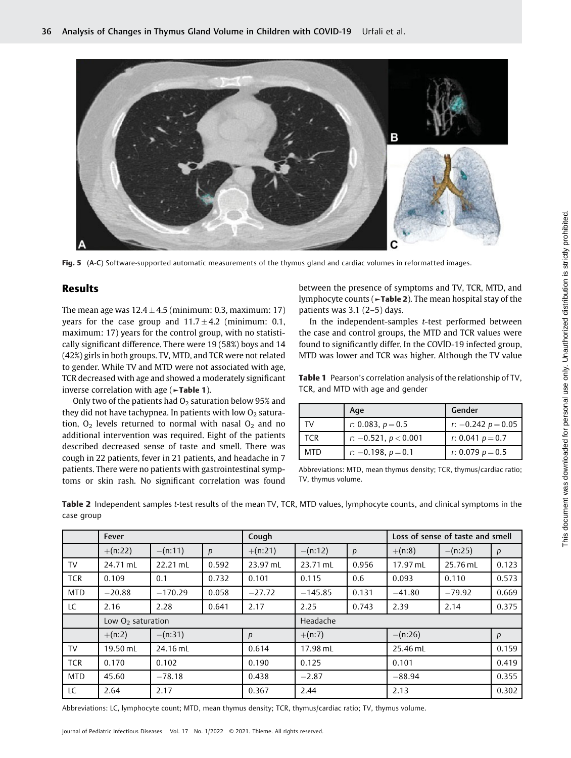Fig. 5 (A-C) Software-supported automatic measurements of the thymus gland and cardiac volumes in reformatted images.

## Results

The mean age was $12.4 \pm 4.5$ (minimum: 0.3, maximum: 17) years for the case group and $11.7 \pm 4.2$ (minimum: 0.1, maximum: 17) years for the control group, with no statistically significant difference. There were 19 (58%) boys and 14 (42%) girls in both groups. TV, MTD, and TCR were not related to gender. While TV and MTD were not associated with age, TCR decreased with age and showed a moderately significant inverse correlation with age (►**Table 1**).

Only two of the patients had $O_2$ saturation below 95% and they did not have tachypnea. In patients with low $O_2$ saturation, $O_2$ levels returned to normal with nasal $O_2$ and no additional intervention was required. Eight of the patients described decreased sense of taste and smell. There was cough in 22 patients, fever in 21 patients, and headache in 7 patients. There were no patients with gastrointestinal symptoms or skin rash. No significant correlation was found between the presence of symptoms and TV, TCR, MTD, and lymphocyte counts (►**Table 2**). The mean hospital stay of the patients was 3.1 (2–5) days.

In the independent-samples *t*-test performed between the case and control groups, the MTD and TCR values were found to significantly differ. In the COVİD-19 infected group, MTD was lower and TCR was higher. Although the TV value

**Table 1** Pearson's correlation analysis of the relationship of TV, TCR, and MTD with age and gender

| | Age | Gender |
|---|---|---|
| TV | $r$: 0.083, $p = 0.5$ | $r$: −0.242 $p = 0.05$ |
| TCR | $r$: −0.521, $p < 0.001$ | $r$: 0.041 $p = 0.7$ |
| MTD | $r$: −0.198, $p = 0.1$ | $r$: 0.079 $p = 0.5$ |

Abbreviations: MTD, mean thymus density; TCR, thymus/cardiac ratio; TV, thymus volume.

**Table 2** Independent samples *t*-test results of the mean TV, TCR, MTD values, lymphocyte counts, and clinical symptoms in the case group

| | Fever | | | Cough | | | Loss of sense of taste and smell | | |
|---|---|---|---|---|---|---|---|---|---|
| | +(n:22) | −(n:11) | *p* | +(n:21) | −(n:12) | *p* | +(n:8) | −(n:25) | *p* |
| TV | 24.71 mL | 22.21 mL | 0.592 | 23.97 mL | 23.71 mL | 0.956 | 17.97 mL | 25.76 mL | 0.123 |
| TCR | 0.109 | 0.1 | 0.732 | 0.101 | 0.115 | 0.6 | 0.093 | 0.110 | 0.573 |
| MTD | −20.88 | −170.29 | 0.058 | −27.72 | −145.85 | 0.131 | −41.80 | −79.92 | 0.669 |
| LC | 2.16 | 2.28 | 0.641 | 2.17 | 2.25 | 0.743 | 2.39 | 2.14 | 0.375 |
| | Low $O_2$ saturation | | | | Headache | | | | |
| | +(n:2) | −(n:31) | | *p* | +(n:7) | | −(n:26) | | *p* |
| TV | 19.50 mL | 24.16 mL | | 0.614 | 17.98 mL | | 25.46 mL | | 0.159 |
| TCR | 0.170 | 0.102 | | 0.190 | 0.125 | | 0.101 | | 0.419 |
| MTD | 45.60 | −78.18 | | 0.438 | −2.87 | | −88.94 | | 0.355 |
| LC | 2.64 | 2.17 | | 0.367 | 2.44 | | 2.13 | | 0.302 |

Abbreviations: LC, lymphocyte count; MTD, mean thymus density; TCR, thymus/cardiac ratio; TV, thymus volume.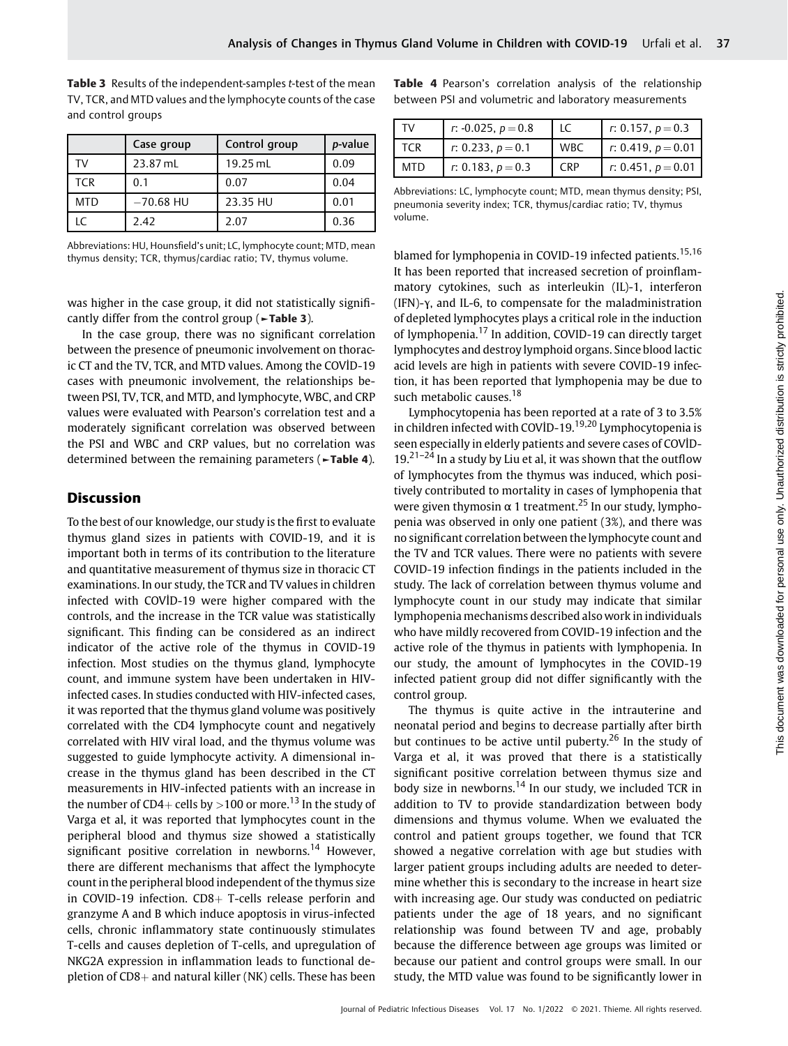**Table 3** Results of the independent-samples t-test of the mean TV, TCR, and MTD values and the lymphocyte counts of the case and control groups

| | Case group | Control group | p-value |
|---|---|---|---|
| TV | 23.87 mL | 19.25 mL | 0.09 |
| TCR | 0.1 | 0.07 | 0.04 |
| MTD | −70.68 HU | 23.35 HU | 0.01 |
| LC | 2.42 | 2.07 | 0.36 |

Abbreviations: HU, Hounsfield's unit; LC, lymphocyte count; MTD, mean thymus density; TCR, thymus/cardiac ratio; TV, thymus volume.

was higher in the case group, it did not statistically significantly differ from the control group (►**Table 3**).

In the case group, there was no significant correlation between the presence of pneumonic involvement on thoracic CT and the TV, TCR, and MTD values. Among the COVİD-19 cases with pneumonic involvement, the relationships between PSI, TV, TCR, and MTD, and lymphocyte, WBC, and CRP values were evaluated with Pearson's correlation test and a moderately significant correlation was observed between the PSI and WBC and CRP values, but no correlation was determined between the remaining parameters (►**Table 4**).

## Discussion

To the best of our knowledge, our study is the first to evaluate thymus gland sizes in patients with COVID-19, and it is important both in terms of its contribution to the literature and quantitative measurement of thymus size in thoracic CT examinations. In our study, the TCR and TV values in children infected with COVİD-19 were higher compared with the controls, and the increase in the TCR value was statistically significant. This finding can be considered as an indirect indicator of the active role of the thymus in COVID-19 infection. Most studies on the thymus gland, lymphocyte count, and immune system have been undertaken in HIV-infected cases. In studies conducted with HIV-infected cases, it was reported that the thymus gland volume was positively correlated with the CD4 lymphocyte count and negatively correlated with HIV viral load, and the thymus volume was suggested to guide lymphocyte activity. A dimensional increase in the thymus gland has been described in the CT measurements in HIV-infected patients with an increase in the number of CD4+ cells by >100 or more.[13] In the study of Varga et al, it was reported that lymphocytes count in the peripheral blood and thymus size showed a statistically significant positive correlation in newborns.[14] However, there are different mechanisms that affect the lymphocyte count in the peripheral blood independent of the thymus size in COVID-19 infection. CD8+ T-cells release perforin and granzyme A and B which induce apoptosis in virus-infected cells, chronic inflammatory state continuously stimulates T-cells and causes depletion of T-cells, and upregulation of NKG2A expression in inflammation leads to functional depletion of CD8+ and natural killer (NK) cells. These has been blamed for lymphopenia in COVID-19 infected patients.[15,16] It has been reported that increased secretion of proinflammatory cytokines, such as interleukin (IL)-1, interferon (IFN)-γ, and IL-6, to compensate for the maladministration of depleted lymphocytes plays a critical role in the induction of lymphopenia.[17] In addition, COVID-19 can directly target lymphocytes and destroy lymphoid organs. Since blood lactic acid levels are high in patients with severe COVID-19 infection, it has been reported that lymphopenia may be due to such metabolic causes.[18]

**Table 4** Pearson's correlation analysis of the relationship between PSI and volumetric and laboratory measurements

| TV | r: -0.025, $p = 0.8$ | LC | r: 0.157, $p = 0.3$ |
|---|---|---|---|
| TCR | r: 0.233, $p = 0.1$ | WBC | r: 0.419, $p = 0.01$ |
| MTD | r: 0.183, $p = 0.3$ | CRP | r: 0.451, $p = 0.01$ |

Abbreviations: LC, lymphocyte count; MTD, mean thymus density; PSI, pneumonia severity index; TCR, thymus/cardiac ratio; TV, thymus volume.

Lymphocytopenia has been reported at a rate of 3 to 3.5% in children infected with COVİD-19.[19,20] Lymphocytopenia is seen especially in elderly patients and severe cases of COVİD-19.[21–24] In a study by Liu et al, it was shown that the outflow of lymphocytes from the thymus was induced, which positively contributed to mortality in cases of lymphopenia that were given thymosin α 1 treatment.[25] In our study, lymphopenia was observed in only one patient (3%), and there was no significant correlation between the lymphocyte count and the TV and TCR values. There were no patients with severe COVID-19 infection findings in the patients included in the study. The lack of correlation between thymus volume and lymphocyte count in our study may indicate that similar lymphopenia mechanisms described also work in individuals who have mildly recovered from COVID-19 infection and the active role of the thymus in patients with lymphopenia. In our study, the amount of lymphocytes in the COVID-19 infected patient group did not differ significantly with the control group.

The thymus is quite active in the intrauterine and neonatal period and begins to decrease partially after birth but continues to be active until puberty.[26] In the study of Varga et al, it was proved that there is a statistically significant positive correlation between thymus size and body size in newborns.[14] In our study, we included TCR in addition to TV to provide standardization between body dimensions and thymus volume. When we evaluated the control and patient groups together, we found that TCR showed a negative correlation with age but studies with larger patient groups including adults are needed to determine whether this is secondary to the increase in heart size with increasing age. Our study was conducted on pediatric patients under the age of 18 years, and no significant relationship was found between TV and age, probably because the difference between age groups was limited or because our patient and control groups were small. In our study, the MTD value was found to be significantly lower in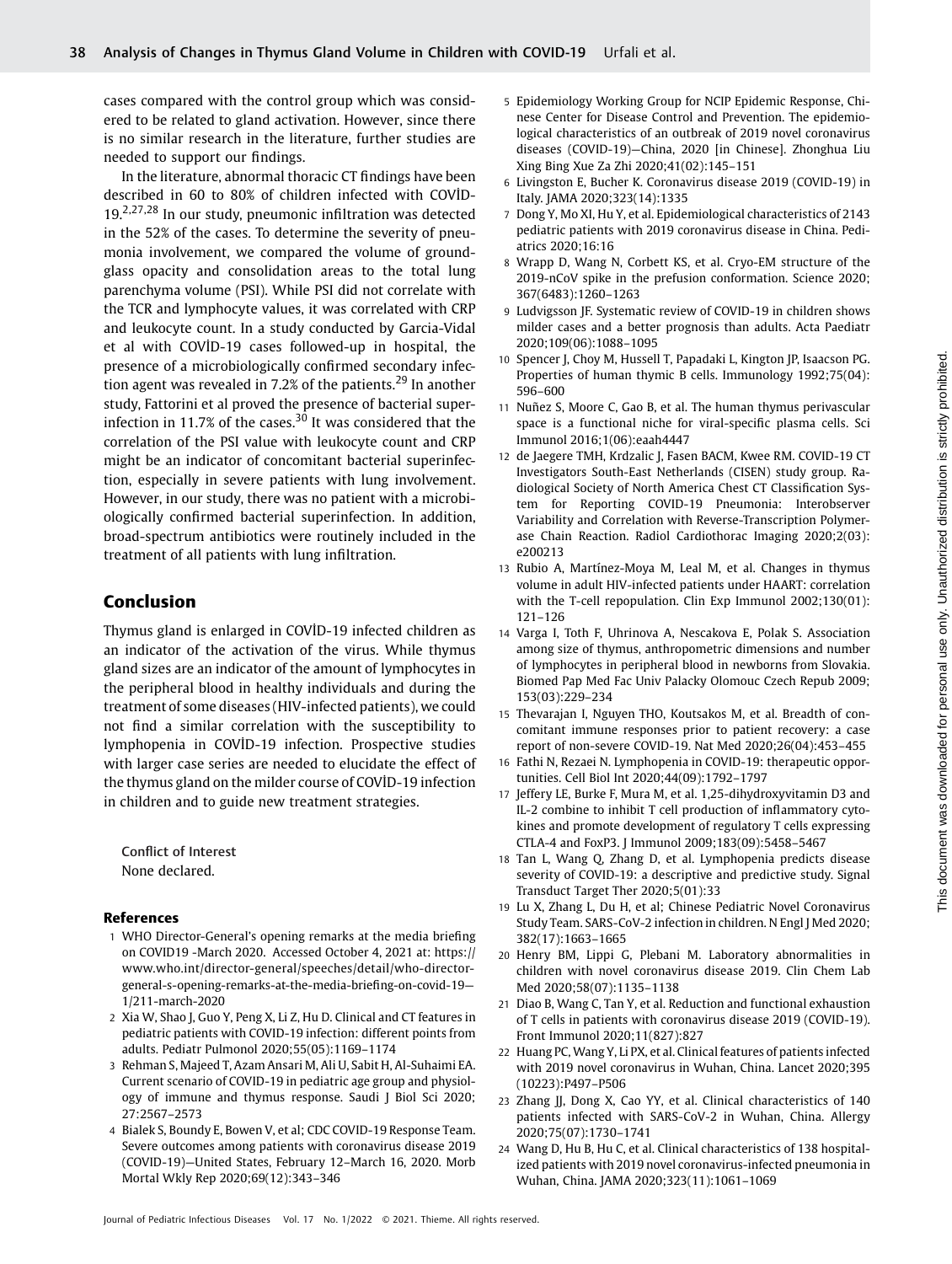cases compared with the control group which was considered to be related to gland activation. However, since there is no similar research in the literature, further studies are needed to support our findings.

In the literature, abnormal thoracic CT findings have been described in 60 to 80% of children infected with COVİD-19.[2,27,28] In our study, pneumonic infiltration was detected in the 52% of the cases. To determine the severity of pneumonia involvement, we compared the volume of ground-glass opacity and consolidation areas to the total lung parenchyma volume (PSI). While PSI did not correlate with the TCR and lymphocyte values, it was correlated with CRP and leukocyte count. In a study conducted by Garcia-Vidal et al with COVİD-19 cases followed-up in hospital, the presence of a microbiologically confirmed secondary infection agent was revealed in 7.2% of the patients.[29] In another study, Fattorini et al proved the presence of bacterial superinfection in 11.7% of the cases.[30] It was considered that the correlation of the PSI value with leukocyte count and CRP might be an indicator of concomitant bacterial superinfection, especially in severe patients with lung involvement. However, in our study, there was no patient with a microbiologically confirmed bacterial superinfection. In addition, broad-spectrum antibiotics were routinely included in the treatment of all patients with lung infiltration.

## Conclusion

Thymus gland is enlarged in COVİD-19 infected children as an indicator of the activation of the virus. While thymus gland sizes are an indicator of the amount of lymphocytes in the peripheral blood in healthy individuals and during the treatment of some diseases (HIV-infected patients), we could not find a similar correlation with the susceptibility to lymphopenia in COVİD-19 infection. Prospective studies with larger case series are needed to elucidate the effect of the thymus gland on the milder course of COVİD-19 infection in children and to guide new treatment strategies.

Conflict of Interest
None declared.

### References

1. WHO Director-General's opening remarks at the media briefing on COVID19 -March 2020. Accessed October 4, 2021 at: https://www.who.int/director-general/speeches/detail/who-director-general-s-opening-remarks-at-the-media-briefing-on-covid-19—1/211-march-2020
2. Xia W, Shao J, Guo Y, Peng X, Li Z, Hu D. Clinical and CT features in pediatric patients with COVID-19 infection: different points from adults. Pediatr Pulmonol 2020;55(05):1169–1174
3. Rehman S, Majeed T, Azam Ansari M, Ali U, Sabit H, Al-Suhaimi EA. Current scenario of COVID-19 in pediatric age group and physiology of immune and thymus response. Saudi J Biol Sci 2020; 27:2567–2573
4. Bialek S, Boundy E, Bowen V, et al; CDC COVID-19 Response Team. Severe outcomes among patients with coronavirus disease 2019 (COVID-19)—United States, February 12–March 16, 2020. Morb Mortal Wkly Rep 2020;69(12):343–346
5. Epidemiology Working Group for NCIP Epidemic Response, Chinese Center for Disease Control and Prevention. The epidemiological characteristics of an outbreak of 2019 novel coronavirus diseases (COVID-19)—China, 2020 [in Chinese]. Zhonghua Liu Xing Bing Xue Za Zhi 2020;41(02):145–151
6. Livingston E, Bucher K. Coronavirus disease 2019 (COVID-19) in Italy. JAMA 2020;323(14):1335
7. Dong Y, Mo XI, Hu Y, et al. Epidemiological characteristics of 2143 pediatric patients with 2019 coronavirus disease in China. Pediatrics 2020;16:16
8. Wrapp D, Wang N, Corbett KS, et al. Cryo-EM structure of the 2019-nCoV spike in the prefusion conformation. Science 2020; 367(6483):1260–1263
9. Ludvigsson JF. Systematic review of COVID-19 in children shows milder cases and a better prognosis than adults. Acta Paediatr 2020;109(06):1088–1095
10. Spencer J, Choy M, Hussell T, Papadaki L, Kington JP, Isaacson PG. Properties of human thymic B cells. Immunology 1992;75(04): 596–600
11. Nuñez S, Moore C, Gao B, et al. The human thymus perivascular space is a functional niche for viral-specific plasma cells. Sci Immunol 2016;1(06):eaah4447
12. de Jaegere TMH, Krdzalic J, Fasen BACM, Kwee RM. COVID-19 CT Investigators South-East Netherlands (CISEN) study group. Radiological Society of North America Chest CT Classification System for Reporting COVID-19 Pneumonia: Interobserver Variability and Correlation with Reverse-Transcription Polymerase Chain Reaction. Radiol Cardiothorac Imaging 2020;2(03): e200213
13. Rubio A, Martínez-Moya M, Leal M, et al. Changes in thymus volume in adult HIV-infected patients under HAART: correlation with the T-cell repopulation. Clin Exp Immunol 2002;130(01): 121–126
14. Varga I, Toth F, Uhrinova A, Nescakova E, Polak S. Association among size of thymus, anthropometric dimensions and number of lymphocytes in peripheral blood in newborns from Slovakia. Biomed Pap Med Fac Univ Palacky Olomouc Czech Repub 2009; 153(03):229–234
15. Thevarajan I, Nguyen THO, Koutsakos M, et al. Breadth of concomitant immune responses prior to patient recovery: a case report of non-severe COVID-19. Nat Med 2020;26(04):453–455
16. Fathi N, Rezaei N. Lymphopenia in COVID-19: therapeutic opportunities. Cell Biol Int 2020;44(09):1792–1797
17. Jeffery LE, Burke F, Mura M, et al. 1,25-dihydroxyvitamin D3 and IL-2 combine to inhibit T cell production of inflammatory cytokines and promote development of regulatory T cells expressing CTLA-4 and FoxP3. J Immunol 2009;183(09):5458–5467
18. Tan L, Wang Q, Zhang D, et al. Lymphopenia predicts disease severity of COVID-19: a descriptive and predictive study. Signal Transduct Target Ther 2020;5(01):33
19. Lu X, Zhang L, Du H, et al; Chinese Pediatric Novel Coronavirus Study Team. SARS-CoV-2 infection in children. N Engl J Med 2020; 382(17):1663–1665
20. Henry BM, Lippi G, Plebani M. Laboratory abnormalities in children with novel coronavirus disease 2019. Clin Chem Lab Med 2020;58(07):1135–1138
21. Diao B, Wang C, Tan Y, et al. Reduction and functional exhaustion of T cells in patients with coronavirus disease 2019 (COVID-19). Front Immunol 2020;11(827):827
22. Huang PC, Wang Y, Li PX, et al. Clinical features of patients infected with 2019 novel coronavirus in Wuhan, China. Lancet 2020;395 (10223):P497–P506
23. Zhang JJ, Dong X, Cao YY, et al. Clinical characteristics of 140 patients infected with SARS-CoV-2 in Wuhan, China. Allergy 2020;75(07):1730–1741
24. Wang D, Hu B, Hu C, et al. Clinical characteristics of 138 hospitalized patients with 2019 novel coronavirus-infected pneumonia in Wuhan, China. JAMA 2020;323(11):1061–1069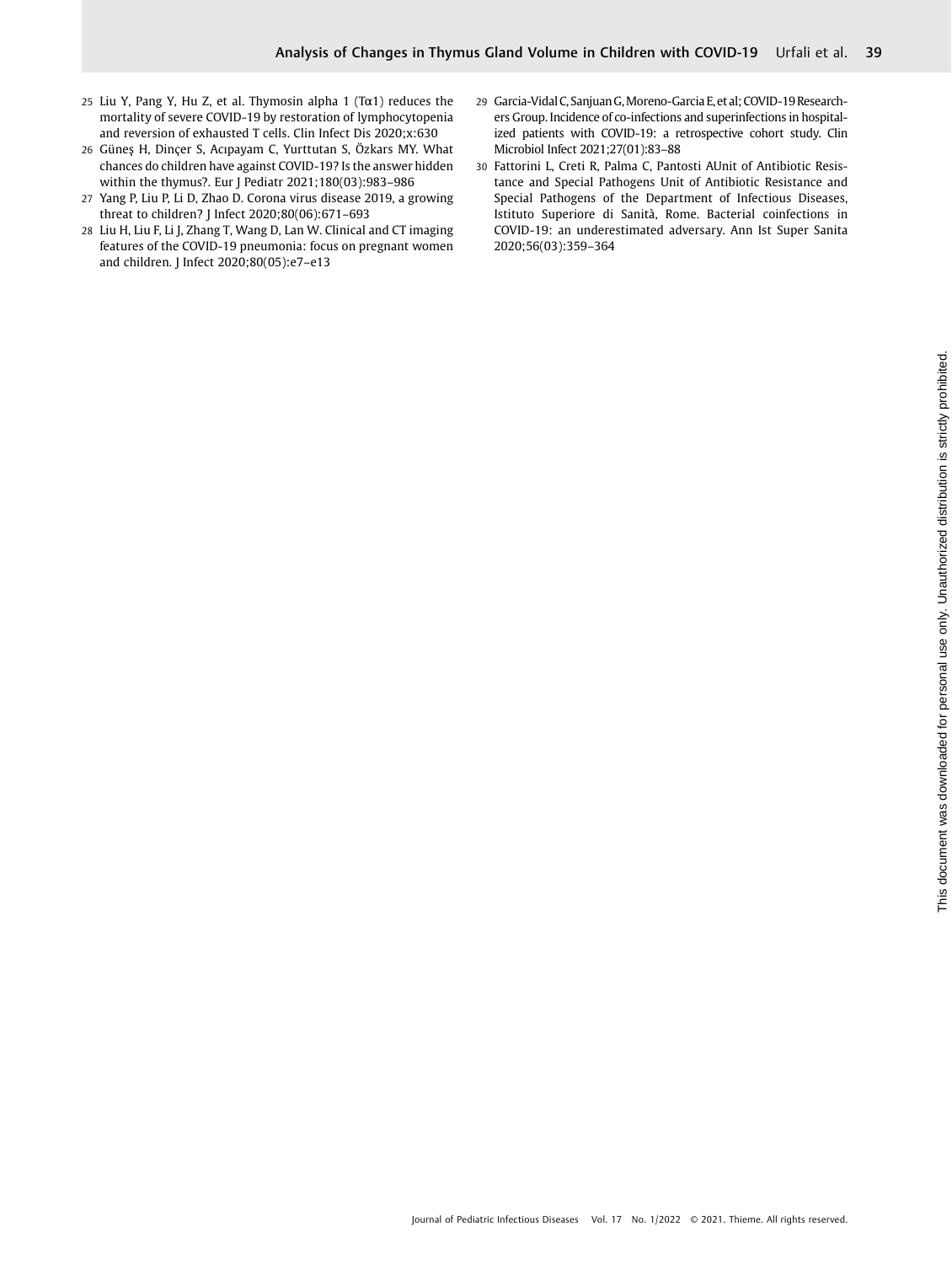25 Liu Y, Pang Y, Hu Z, et al. Thymosin alpha 1 (Tα1) reduces the mortality of severe COVID-19 by restoration of lymphocytopenia and reversion of exhausted T cells. Clin Infect Dis 2020;x:630

26 Güneş H, Dinçer S, Acıpayam C, Yurttutan S, Özkars MY. What chances do children have against COVID-19? Is the answer hidden within the thymus?. Eur J Pediatr 2021;180(03):983–986

27 Yang P, Liu P, Li D, Zhao D. Corona virus disease 2019, a growing threat to children? J Infect 2020;80(06):671–693

28 Liu H, Liu F, Li J, Zhang T, Wang D, Lan W. Clinical and CT imaging features of the COVID-19 pneumonia: focus on pregnant women and children. J Infect 2020;80(05):e7–e13

29 Garcia-Vidal C, Sanjuan G, Moreno-Garcia E, et al; COVID-19 Researchers Group. Incidence of co-infections and superinfections in hospitalized patients with COVID-19: a retrospective cohort study. Clin Microbiol Infect 2021;27(01):83–88

30 Fattorini L, Creti R, Palma C, Pantosti AUnit of Antibiotic Resistance and Special Pathogens Unit of Antibiotic Resistance and Special Pathogens of the Department of Infectious Diseases, Istituto Superiore di Sanità, Rome. Bacterial coinfections in COVID-19: an underestimated adversary. Ann Ist Super Sanita 2020;56(03):359–364